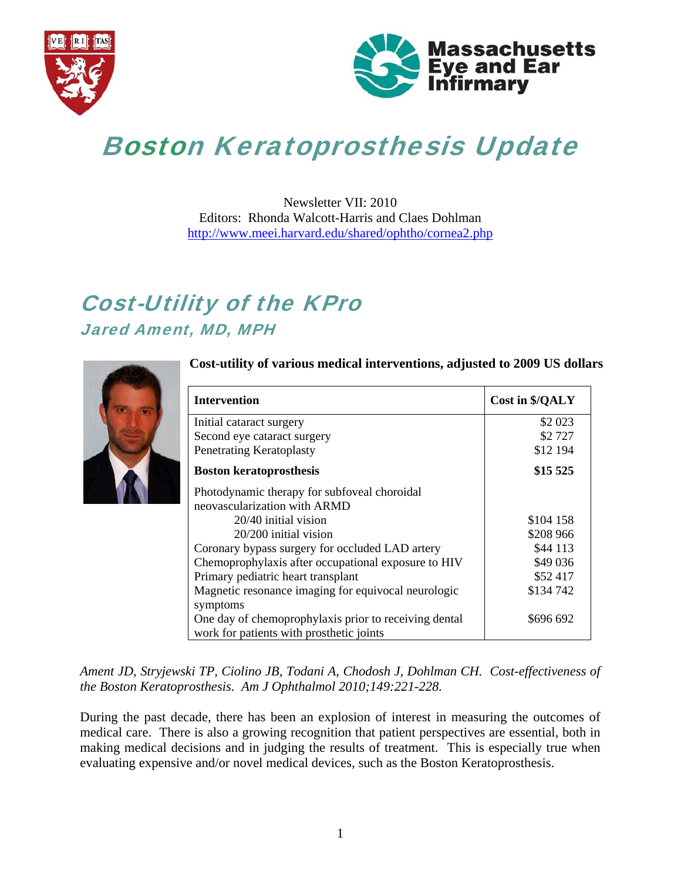# Boston Keratoprosthesis Update

Newsletter VII: 2010
Editors: Rhonda Walcott-Harris and Claes Dohlman
http://www.meei.harvard.edu/shared/ophtho/cornea2.php

## Cost-Utility of the KPro

### Jared Ament, MD, MPH

**Cost-utility of various medical interventions, adjusted to 2009 US dollars**

| Intervention | Cost in $/QALY |
|---|---|
| Initial cataract surgery | $2 023 |
| Second eye cataract surgery | $2 727 |
| Penetrating Keratoplasty | $12 194 |
| **Boston keratoprosthesis** | **$15 525** |
| Photodynamic therapy for subfoveal choroidal neovascularization with ARMD | |
| 20/40 initial vision | $104 158 |
| 20/200 initial vision | $208 966 |
| Coronary bypass surgery for occluded LAD artery | $44 113 |
| Chemoprophylaxis after occupational exposure to HIV | $49 036 |
| Primary pediatric heart transplant | $52 417 |
| Magnetic resonance imaging for equivocal neurologic symptoms | $134 742 |
| One day of chemoprophylaxis prior to receiving dental work for patients with prosthetic joints | $696 692 |

*Ament JD, Stryjewski TP, Ciolino JB, Todani A, Chodosh J, Dohlman CH. Cost-effectiveness of the Boston Keratoprosthesis. Am J Ophthalmol 2010;149:221-228.*

During the past decade, there has been an explosion of interest in measuring the outcomes of medical care. There is also a growing recognition that patient perspectives are essential, both in making medical decisions and in judging the results of treatment. This is especially true when evaluating expensive and/or novel medical devices, such as the Boston Keratoprosthesis.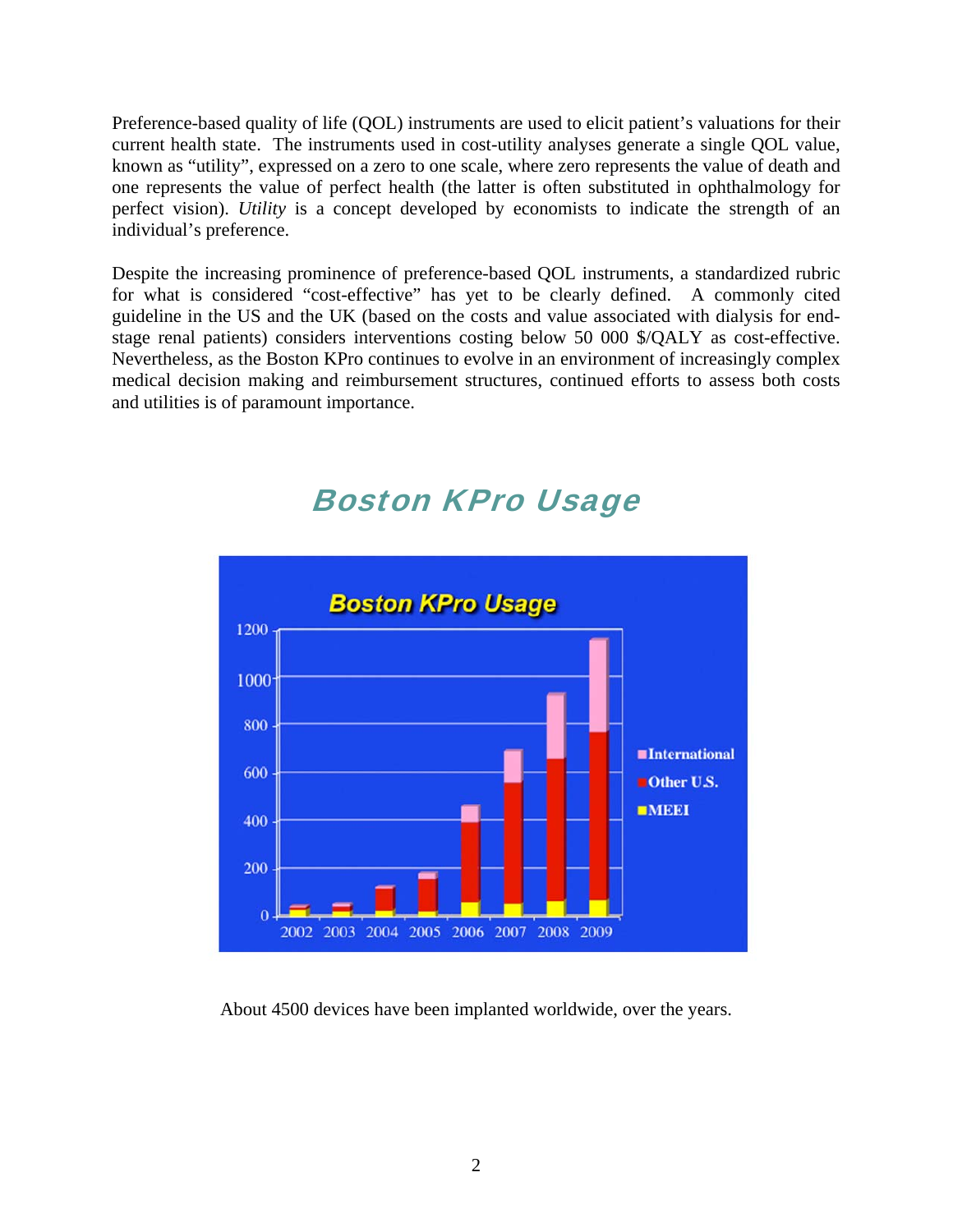Preference-based quality of life (QOL) instruments are used to elicit patient's valuations for their current health state. The instruments used in cost-utility analyses generate a single QOL value, known as "utility", expressed on a zero to one scale, where zero represents the value of death and one represents the value of perfect health (the latter is often substituted in ophthalmology for perfect vision). *Utility* is a concept developed by economists to indicate the strength of an individual's preference.

Despite the increasing prominence of preference-based QOL instruments, a standardized rubric for what is considered "cost-effective" has yet to be clearly defined. A commonly cited guideline in the US and the UK (based on the costs and value associated with dialysis for end-stage renal patients) considers interventions costing below 50 000 $/QALY as cost-effective. Nevertheless, as the Boston KPro continues to evolve in an environment of increasingly complex medical decision making and reimbursement structures, continued efforts to assess both costs and utilities is of paramount importance.

## Boston KPro Usage

About 4500 devices have been implanted worldwide, over the years.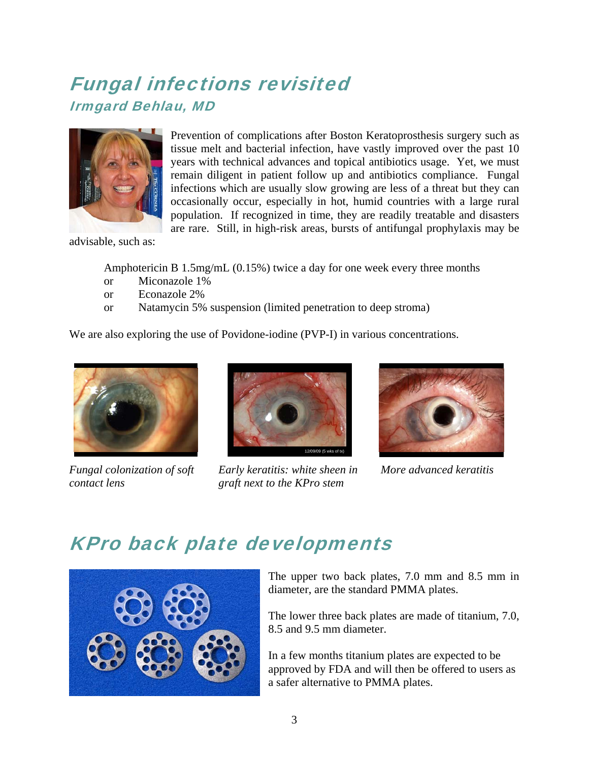# Fungal infections revisited

## Irmgard Behlau, MD

Prevention of complications after Boston Keratoprosthesis surgery such as tissue melt and bacterial infection, have vastly improved over the past 10 years with technical advances and topical antibiotics usage. Yet, we must remain diligent in patient follow up and antibiotics compliance. Fungal infections which are usually slow growing are less of a threat but they can occasionally occur, especially in hot, humid countries with a large rural population. If recognized in time, they are readily treatable and disasters are rare. Still, in high-risk areas, bursts of antifungal prophylaxis may be advisable, such as:

Amphotericin B 1.5mg/mL (0.15%) twice a day for one week every three months  
or Miconazole 1%  
or Econazole 2%  
or Natamycin 5% suspension (limited penetration to deep stroma)

We are also exploring the use of Povidone-iodine (PVP-I) in various concentrations.

*Fungal colonization of soft contact lens*

*Early keratitis: white sheen in graft next to the KPro stem*

*More advanced keratitis*

# KPro back plate developments

The upper two back plates, 7.0 mm and 8.5 mm in diameter, are the standard PMMA plates.

The lower three back plates are made of titanium, 7.0, 8.5 and 9.5 mm diameter.

In a few months titanium plates are expected to be approved by FDA and will then be offered to users as a safer alternative to PMMA plates.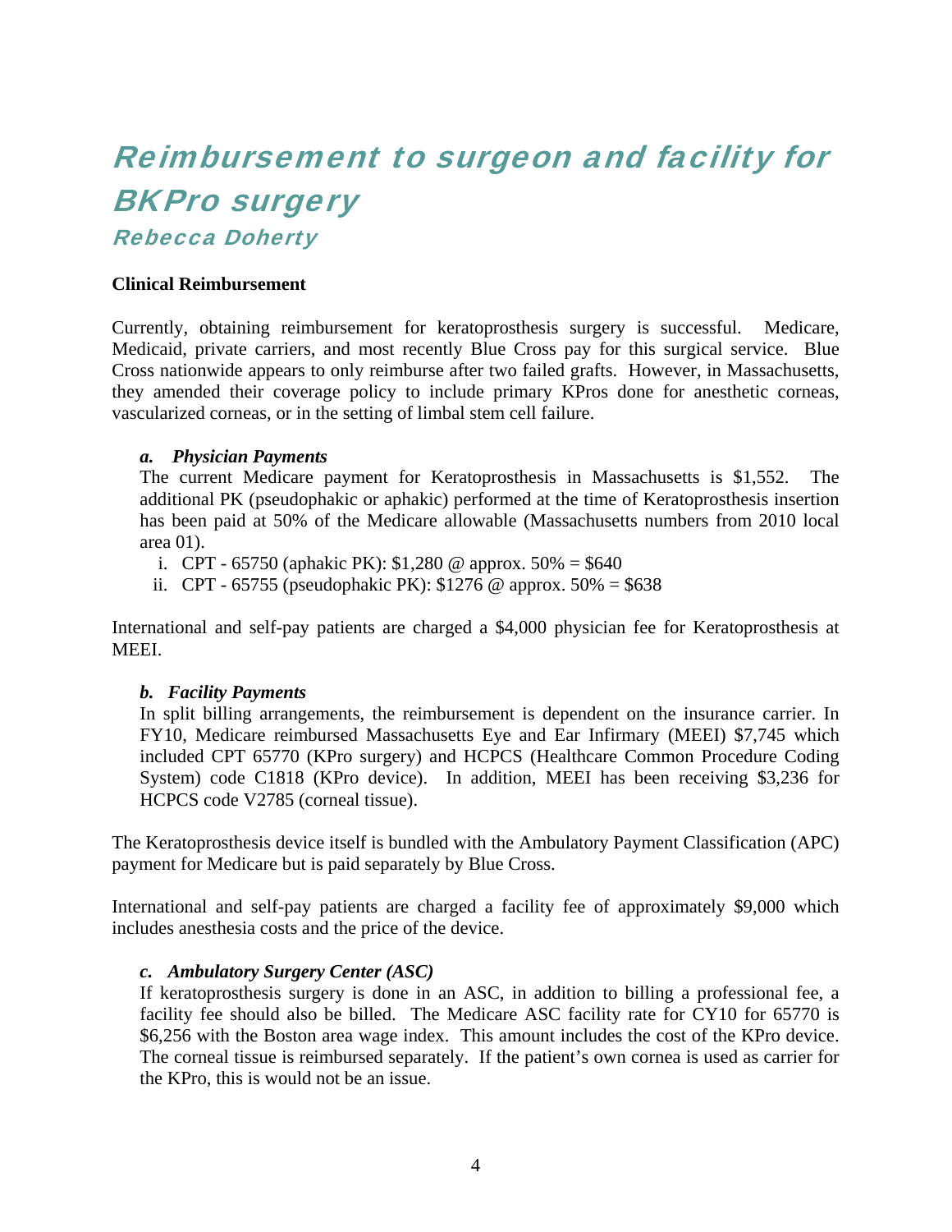# Reimbursement to surgeon and facility for BKPro surgery

### Rebecca Doherty

**Clinical Reimbursement**

Currently, obtaining reimbursement for keratoprosthesis surgery is successful. Medicare, Medicaid, private carriers, and most recently Blue Cross pay for this surgical service. Blue Cross nationwide appears to only reimburse after two failed grafts. However, in Massachusetts, they amended their coverage policy to include primary KPros done for anesthetic corneas, vascularized corneas, or in the setting of limbal stem cell failure.

***a. Physician Payments***

The current Medicare payment for Keratoprosthesis in Massachusetts is $1,552. The additional PK (pseudophakic or aphakic) performed at the time of Keratoprosthesis insertion has been paid at 50% of the Medicare allowable (Massachusetts numbers from 2010 local area 01).

i. CPT - 65750 (aphakic PK): $1,280 @ approx. 50% = $640
ii. CPT - 65755 (pseudophakic PK): $1276 @ approx. 50% = $638

International and self-pay patients are charged a $4,000 physician fee for Keratoprosthesis at MEEI.

***b. Facility Payments***

In split billing arrangements, the reimbursement is dependent on the insurance carrier. In FY10, Medicare reimbursed Massachusetts Eye and Ear Infirmary (MEEI) $7,745 which included CPT 65770 (KPro surgery) and HCPCS (Healthcare Common Procedure Coding System) code C1818 (KPro device). In addition, MEEI has been receiving $3,236 for HCPCS code V2785 (corneal tissue).

The Keratoprosthesis device itself is bundled with the Ambulatory Payment Classification (APC) payment for Medicare but is paid separately by Blue Cross.

International and self-pay patients are charged a facility fee of approximately $9,000 which includes anesthesia costs and the price of the device.

***c. Ambulatory Surgery Center (ASC)***

If keratoprosthesis surgery is done in an ASC, in addition to billing a professional fee, a facility fee should also be billed. The Medicare ASC facility rate for CY10 for 65770 is $6,256 with the Boston area wage index. This amount includes the cost of the KPro device. The corneal tissue is reimbursed separately. If the patient's own cornea is used as carrier for the KPro, this is would not be an issue.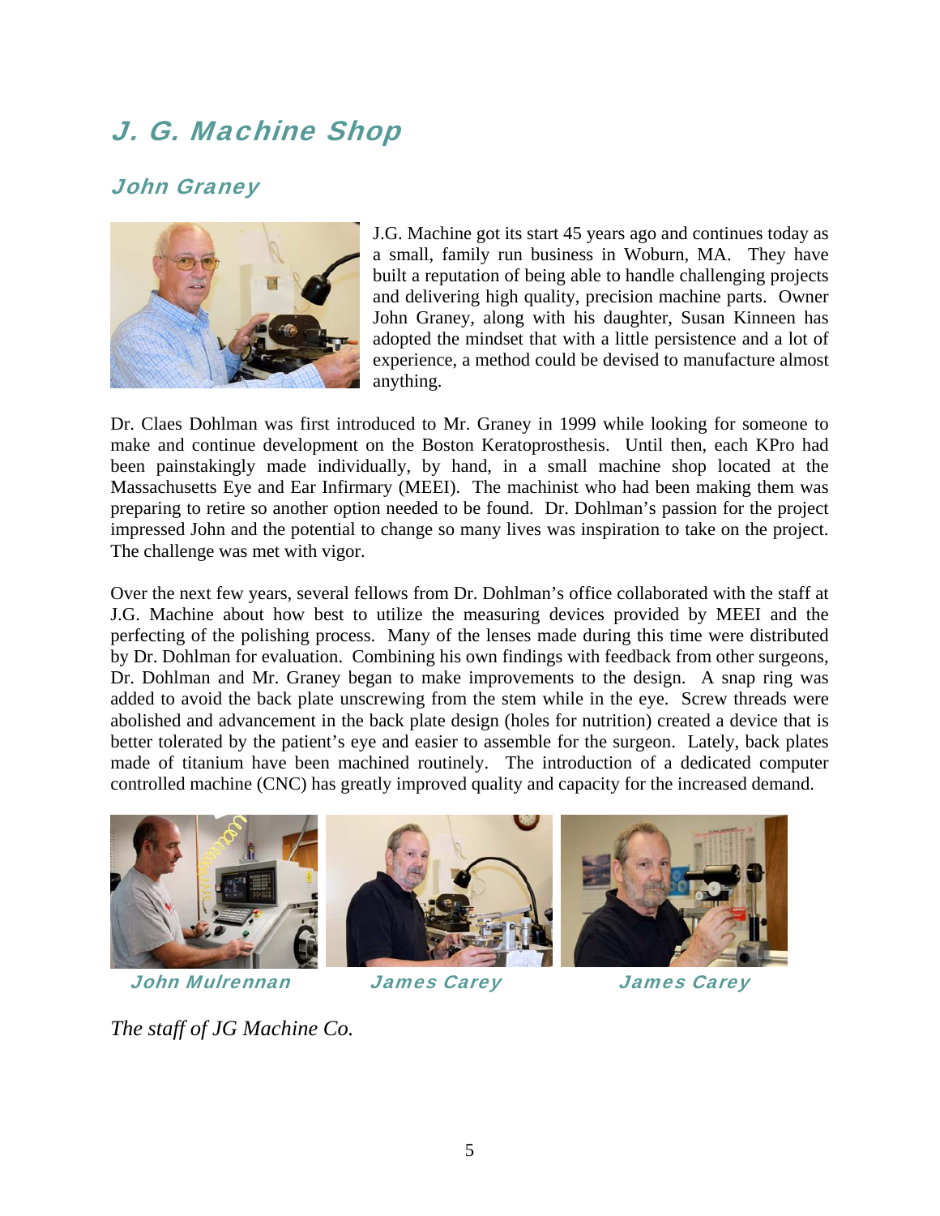# J. G. Machine Shop

## John Graney

J.G. Machine got its start 45 years ago and continues today as a small, family run business in Woburn, MA. They have built a reputation of being able to handle challenging projects and delivering high quality, precision machine parts. Owner John Graney, along with his daughter, Susan Kinneen has adopted the mindset that with a little persistence and a lot of experience, a method could be devised to manufacture almost anything.

Dr. Claes Dohlman was first introduced to Mr. Graney in 1999 while looking for someone to make and continue development on the Boston Keratoprosthesis. Until then, each KPro had been painstakingly made individually, by hand, in a small machine shop located at the Massachusetts Eye and Ear Infirmary (MEEI). The machinist who had been making them was preparing to retire so another option needed to be found. Dr. Dohlman's passion for the project impressed John and the potential to change so many lives was inspiration to take on the project. The challenge was met with vigor.

Over the next few years, several fellows from Dr. Dohlman's office collaborated with the staff at J.G. Machine about how best to utilize the measuring devices provided by MEEI and the perfecting of the polishing process. Many of the lenses made during this time were distributed by Dr. Dohlman for evaluation. Combining his own findings with feedback from other surgeons, Dr. Dohlman and Mr. Graney began to make improvements to the design. A snap ring was added to avoid the back plate unscrewing from the stem while in the eye. Screw threads were abolished and advancement in the back plate design (holes for nutrition) created a device that is better tolerated by the patient's eye and easier to assemble for the surgeon. Lately, back plates made of titanium have been machined routinely. The introduction of a dedicated computer controlled machine (CNC) has greatly improved quality and capacity for the increased demand.

**John Mulrennan** **James Carey** **James Carey**

*The staff of JG Machine Co.*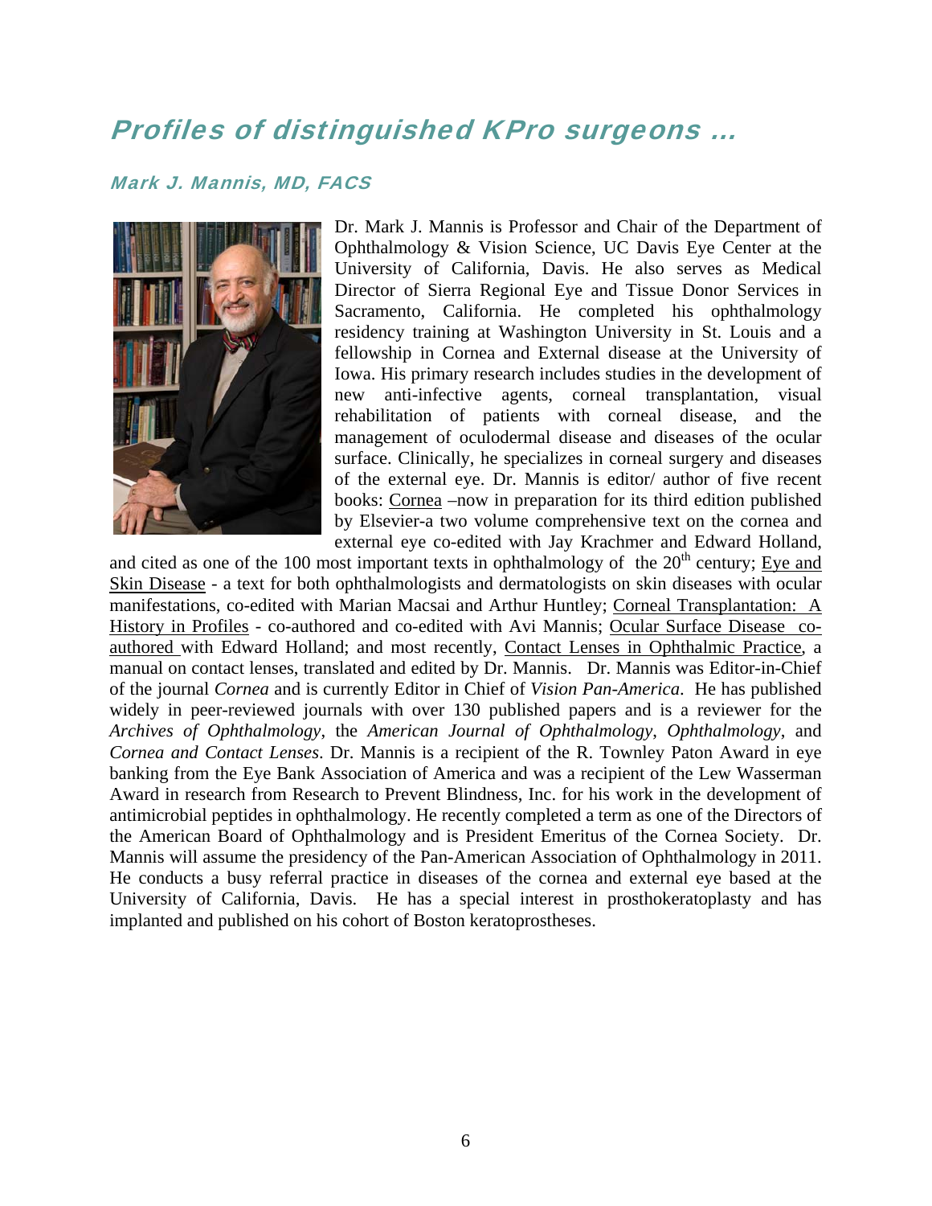## *Profiles of distinguished KPro surgeons …*

### *Mark J. Mannis, MD, FACS*

Dr. Mark J. Mannis is Professor and Chair of the Department of Ophthalmology & Vision Science, UC Davis Eye Center at the University of California, Davis. He also serves as Medical Director of Sierra Regional Eye and Tissue Donor Services in Sacramento, California. He completed his ophthalmology residency training at Washington University in St. Louis and a fellowship in Cornea and External disease at the University of Iowa. His primary research includes studies in the development of new anti-infective agents, corneal transplantation, visual rehabilitation of patients with corneal disease, and the management of oculodermal disease and diseases of the ocular surface. Clinically, he specializes in corneal surgery and diseases of the external eye. Dr. Mannis is editor/ author of five recent books: Cornea –now in preparation for its third edition published by Elsevier-a two volume comprehensive text on the cornea and external eye co-edited with Jay Krachmer and Edward Holland, and cited as one of the 100 most important texts in ophthalmology of the 20th century; Eye and Skin Disease - a text for both ophthalmologists and dermatologists on skin diseases with ocular manifestations, co-edited with Marian Macsai and Arthur Huntley; Corneal Transplantation: A History in Profiles - co-authored and co-edited with Avi Mannis; Ocular Surface Disease co-authored with Edward Holland; and most recently, Contact Lenses in Ophthalmic Practice, a manual on contact lenses, translated and edited by Dr. Mannis. Dr. Mannis was Editor-in-Chief of the journal *Cornea* and is currently Editor in Chief of *Vision Pan-America*. He has published widely in peer-reviewed journals with over 130 published papers and is a reviewer for the *Archives of Ophthalmology*, the *American Journal of Ophthalmology*, *Ophthalmology*, and *Cornea and Contact Lenses*. Dr. Mannis is a recipient of the R. Townley Paton Award in eye banking from the Eye Bank Association of America and was a recipient of the Lew Wasserman Award in research from Research to Prevent Blindness, Inc. for his work in the development of antimicrobial peptides in ophthalmology. He recently completed a term as one of the Directors of the American Board of Ophthalmology and is President Emeritus of the Cornea Society. Dr. Mannis will assume the presidency of the Pan-American Association of Ophthalmology in 2011. He conducts a busy referral practice in diseases of the cornea and external eye based at the University of California, Davis. He has a special interest in prosthokeratoplasty and has implanted and published on his cohort of Boston keratoprostheses.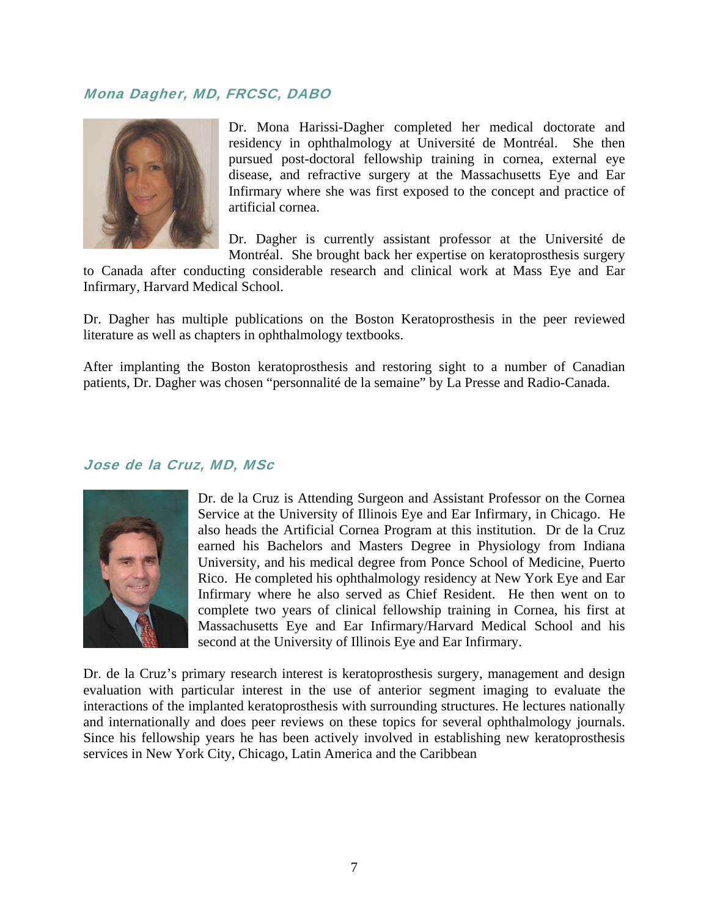### Mona Dagher, MD, FRCSC, DABO

Dr. Mona Harissi-Dagher completed her medical doctorate and residency in ophthalmology at Université de Montréal. She then pursued post-doctoral fellowship training in cornea, external eye disease, and refractive surgery at the Massachusetts Eye and Ear Infirmary where she was first exposed to the concept and practice of artificial cornea.

Dr. Dagher is currently assistant professor at the Université de Montréal. She brought back her expertise on keratoprosthesis surgery to Canada after conducting considerable research and clinical work at Mass Eye and Ear Infirmary, Harvard Medical School.

Dr. Dagher has multiple publications on the Boston Keratoprosthesis in the peer reviewed literature as well as chapters in ophthalmology textbooks.

After implanting the Boston keratoprosthesis and restoring sight to a number of Canadian patients, Dr. Dagher was chosen "personnalité de la semaine" by La Presse and Radio-Canada.

### Jose de la Cruz, MD, MSc

Dr. de la Cruz is Attending Surgeon and Assistant Professor on the Cornea Service at the University of Illinois Eye and Ear Infirmary, in Chicago. He also heads the Artificial Cornea Program at this institution. Dr de la Cruz earned his Bachelors and Masters Degree in Physiology from Indiana University, and his medical degree from Ponce School of Medicine, Puerto Rico. He completed his ophthalmology residency at New York Eye and Ear Infirmary where he also served as Chief Resident. He then went on to complete two years of clinical fellowship training in Cornea, his first at Massachusetts Eye and Ear Infirmary/Harvard Medical School and his second at the University of Illinois Eye and Ear Infirmary.

Dr. de la Cruz's primary research interest is keratoprosthesis surgery, management and design evaluation with particular interest in the use of anterior segment imaging to evaluate the interactions of the implanted keratoprosthesis with surrounding structures. He lectures nationally and internationally and does peer reviews on these topics for several ophthalmology journals. Since his fellowship years he has been actively involved in establishing new keratoprosthesis services in New York City, Chicago, Latin America and the Caribbean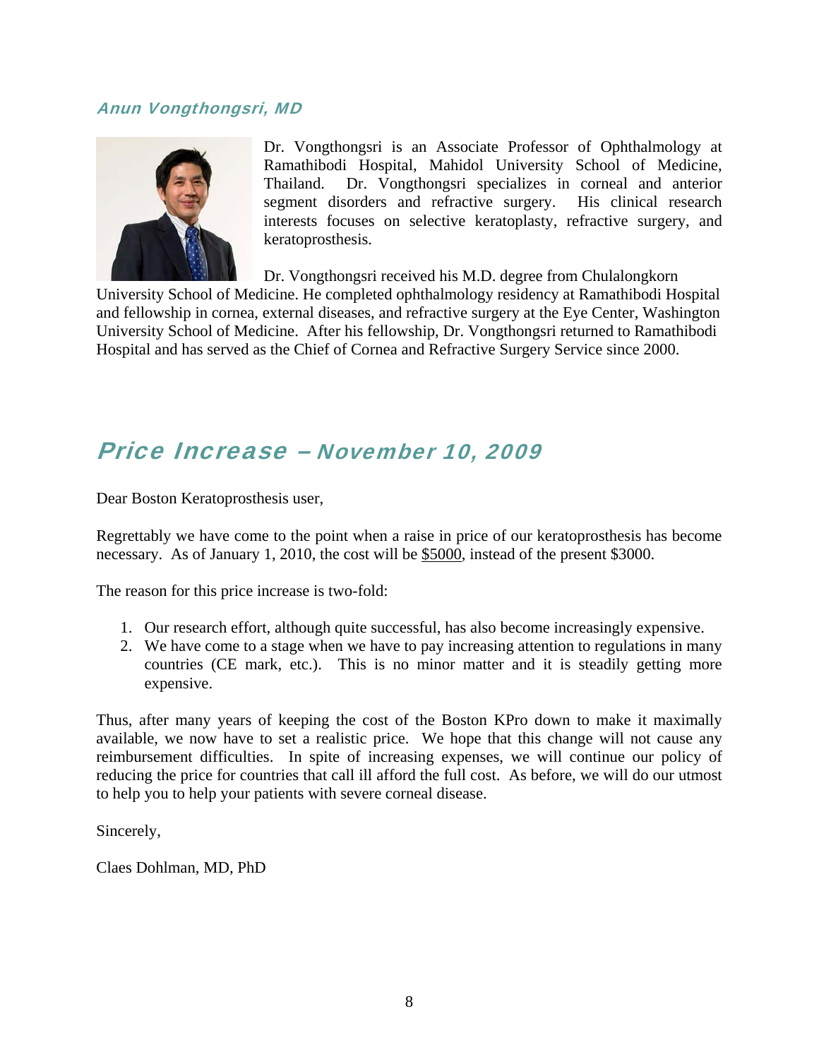### *Anun Vongthongsri, MD*

Dr. Vongthongsri is an Associate Professor of Ophthalmology at Ramathibodi Hospital, Mahidol University School of Medicine, Thailand. Dr. Vongthongsri specializes in corneal and anterior segment disorders and refractive surgery. His clinical research interests focuses on selective keratoplasty, refractive surgery, and keratoprosthesis.

Dr. Vongthongsri received his M.D. degree from Chulalongkorn University School of Medicine. He completed ophthalmology residency at Ramathibodi Hospital and fellowship in cornea, external diseases, and refractive surgery at the Eye Center, Washington University School of Medicine. After his fellowship, Dr. Vongthongsri returned to Ramathibodi Hospital and has served as the Chief of Cornea and Refractive Surgery Service since 2000.

## *Price Increase – November 10, 2009*

Dear Boston Keratoprosthesis user,

Regrettably we have come to the point when a raise in price of our keratoprosthesis has become necessary. As of January 1, 2010, the cost will be <u>$5000</u>, instead of the present $3000.

The reason for this price increase is two-fold:

1. Our research effort, although quite successful, has also become increasingly expensive.
2. We have come to a stage when we have to pay increasing attention to regulations in many countries (CE mark, etc.). This is no minor matter and it is steadily getting more expensive.

Thus, after many years of keeping the cost of the Boston KPro down to make it maximally available, we now have to set a realistic price. We hope that this change will not cause any reimbursement difficulties. In spite of increasing expenses, we will continue our policy of reducing the price for countries that call ill afford the full cost. As before, we will do our utmost to help you to help your patients with severe corneal disease.

Sincerely,

Claes Dohlman, MD, PhD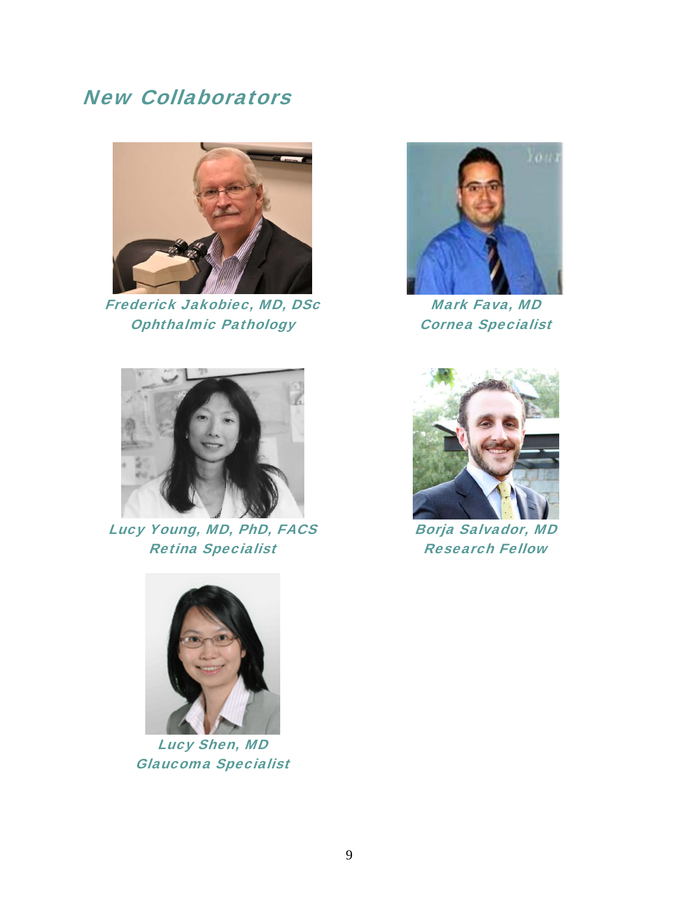# New Collaborators

**Frederick Jakobiec, MD, DSc**
**Ophthalmic Pathology**

**Mark Fava, MD**
**Cornea Specialist**

**Lucy Young, MD, PhD, FACS**
**Retina Specialist**

**Borja Salvador, MD**
**Research Fellow**

**Lucy Shen, MD**
**Glaucoma Specialist**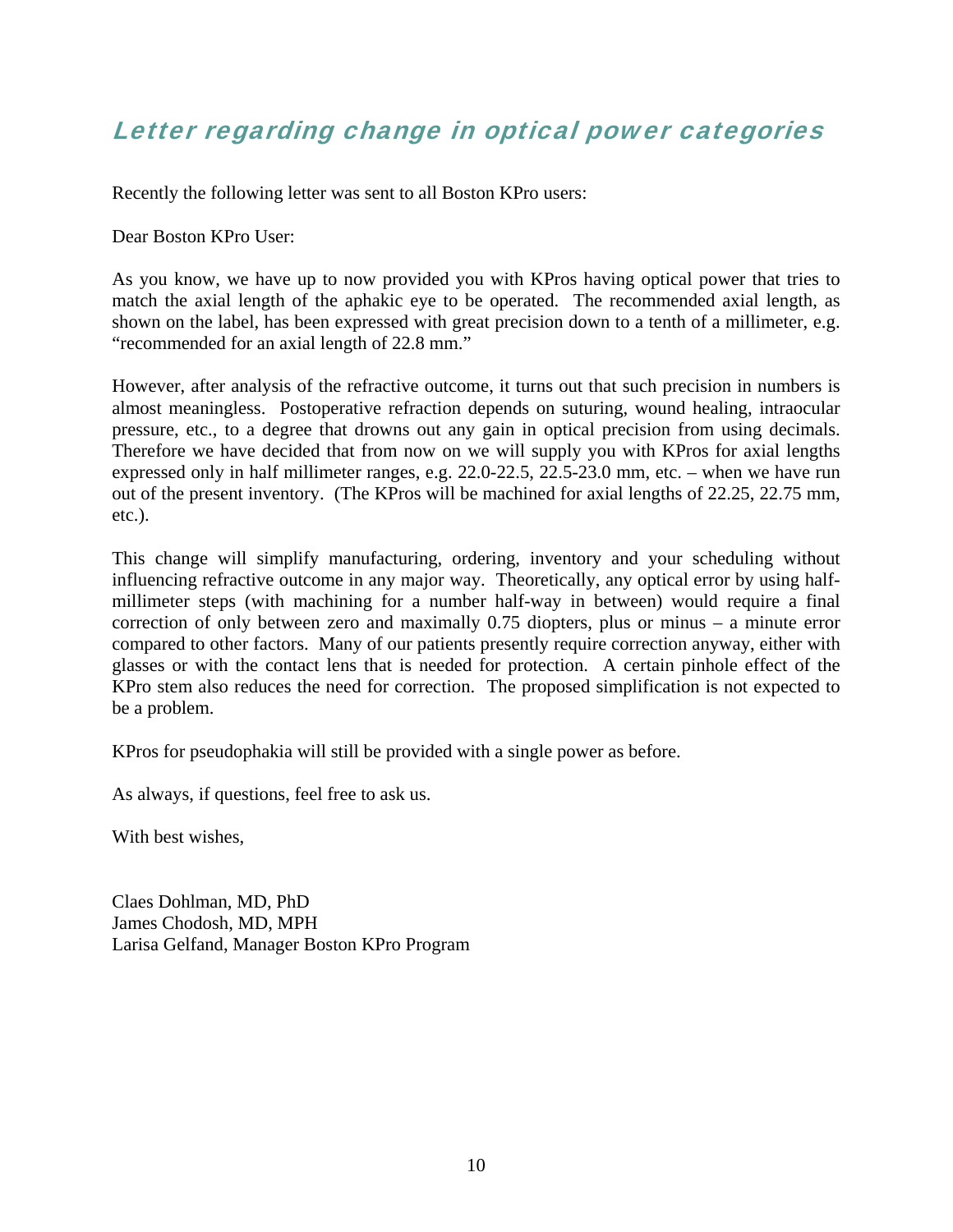## Letter regarding change in optical power categories

Recently the following letter was sent to all Boston KPro users:

Dear Boston KPro User:

As you know, we have up to now provided you with KPros having optical power that tries to match the axial length of the aphakic eye to be operated. The recommended axial length, as shown on the label, has been expressed with great precision down to a tenth of a millimeter, e.g. "recommended for an axial length of 22.8 mm."

However, after analysis of the refractive outcome, it turns out that such precision in numbers is almost meaningless. Postoperative refraction depends on suturing, wound healing, intraocular pressure, etc., to a degree that drowns out any gain in optical precision from using decimals. Therefore we have decided that from now on we will supply you with KPros for axial lengths expressed only in half millimeter ranges, e.g. 22.0-22.5, 22.5-23.0 mm, etc. – when we have run out of the present inventory. (The KPros will be machined for axial lengths of 22.25, 22.75 mm, etc.).

This change will simplify manufacturing, ordering, inventory and your scheduling without influencing refractive outcome in any major way. Theoretically, any optical error by using half-millimeter steps (with machining for a number half-way in between) would require a final correction of only between zero and maximally 0.75 diopters, plus or minus – a minute error compared to other factors. Many of our patients presently require correction anyway, either with glasses or with the contact lens that is needed for protection. A certain pinhole effect of the KPro stem also reduces the need for correction. The proposed simplification is not expected to be a problem.

KPros for pseudophakia will still be provided with a single power as before.

As always, if questions, feel free to ask us.

With best wishes,

Claes Dohlman, MD, PhD
James Chodosh, MD, MPH
Larisa Gelfand, Manager Boston KPro Program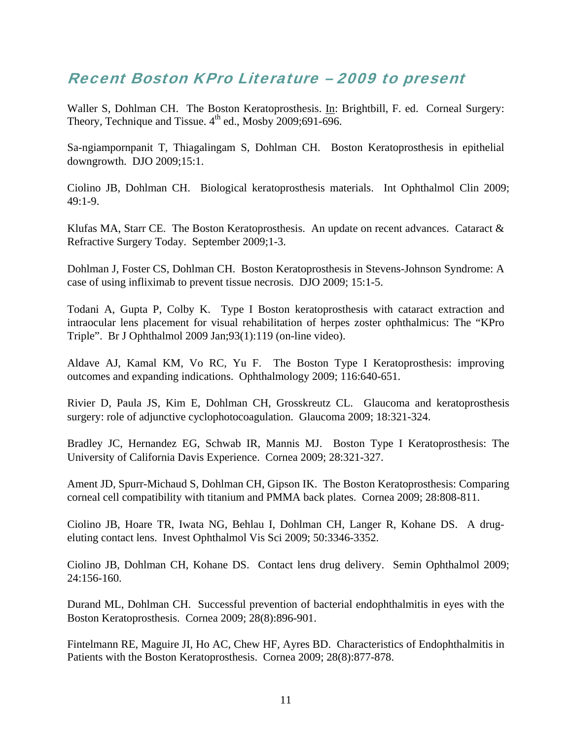## Recent Boston KPro Literature – 2009 to present

Waller S, Dohlman CH. The Boston Keratoprosthesis. In: Brightbill, F. ed. Corneal Surgery: Theory, Technique and Tissue. 4th ed., Mosby 2009;691-696.

Sa-ngiampornpanit T, Thiagalingam S, Dohlman CH. Boston Keratoprosthesis in epithelial downgrowth. DJO 2009;15:1.

Ciolino JB, Dohlman CH. Biological keratoprosthesis materials. Int Ophthalmol Clin 2009; 49:1-9.

Klufas MA, Starr CE. The Boston Keratoprosthesis. An update on recent advances. Cataract & Refractive Surgery Today. September 2009;1-3.

Dohlman J, Foster CS, Dohlman CH. Boston Keratoprosthesis in Stevens-Johnson Syndrome: A case of using infliximab to prevent tissue necrosis. DJO 2009; 15:1-5.

Todani A, Gupta P, Colby K. Type I Boston keratoprosthesis with cataract extraction and intraocular lens placement for visual rehabilitation of herpes zoster ophthalmicus: The "KPro Triple". Br J Ophthalmol 2009 Jan;93(1):119 (on-line video).

Aldave AJ, Kamal KM, Vo RC, Yu F. The Boston Type I Keratoprosthesis: improving outcomes and expanding indications. Ophthalmology 2009; 116:640-651.

Rivier D, Paula JS, Kim E, Dohlman CH, Grosskreutz CL. Glaucoma and keratoprosthesis surgery: role of adjunctive cyclophotocoagulation. Glaucoma 2009; 18:321-324.

Bradley JC, Hernandez EG, Schwab IR, Mannis MJ. Boston Type I Keratoprosthesis: The University of California Davis Experience. Cornea 2009; 28:321-327.

Ament JD, Spurr-Michaud S, Dohlman CH, Gipson IK. The Boston Keratoprosthesis: Comparing corneal cell compatibility with titanium and PMMA back plates. Cornea 2009; 28:808-811.

Ciolino JB, Hoare TR, Iwata NG, Behlau I, Dohlman CH, Langer R, Kohane DS. A drug-eluting contact lens. Invest Ophthalmol Vis Sci 2009; 50:3346-3352.

Ciolino JB, Dohlman CH, Kohane DS. Contact lens drug delivery. Semin Ophthalmol 2009; 24:156-160.

Durand ML, Dohlman CH. Successful prevention of bacterial endophthalmitis in eyes with the Boston Keratoprosthesis. Cornea 2009; 28(8):896-901.

Fintelmann RE, Maguire JI, Ho AC, Chew HF, Ayres BD. Characteristics of Endophthalmitis in Patients with the Boston Keratoprosthesis. Cornea 2009; 28(8):877-878.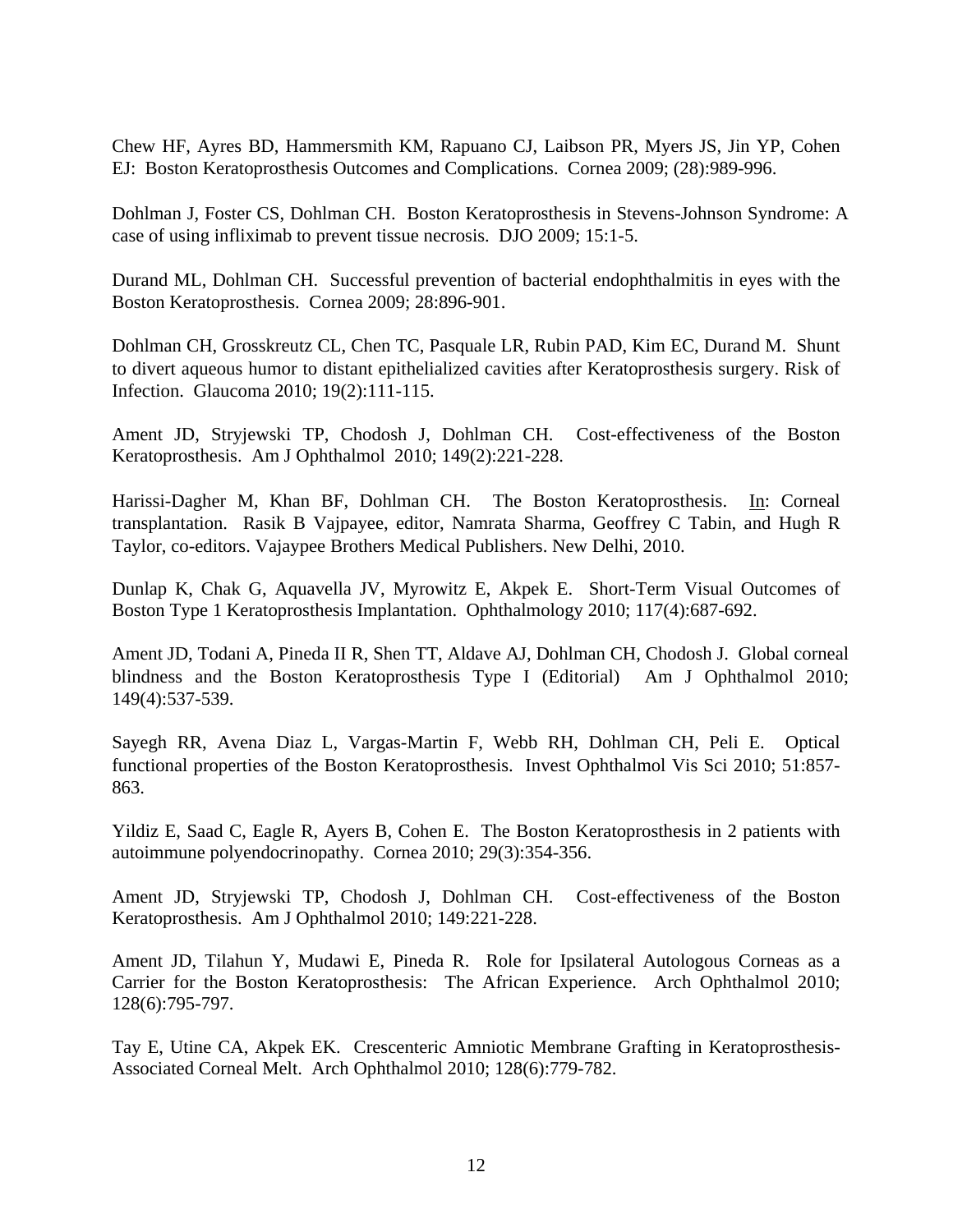Chew HF, Ayres BD, Hammersmith KM, Rapuano CJ, Laibson PR, Myers JS, Jin YP, Cohen EJ: Boston Keratoprosthesis Outcomes and Complications. Cornea 2009; (28):989-996.

Dohlman J, Foster CS, Dohlman CH. Boston Keratoprosthesis in Stevens-Johnson Syndrome: A case of using infliximab to prevent tissue necrosis. DJO 2009; 15:1-5.

Durand ML, Dohlman CH. Successful prevention of bacterial endophthalmitis in eyes with the Boston Keratoprosthesis. Cornea 2009; 28:896-901.

Dohlman CH, Grosskreutz CL, Chen TC, Pasquale LR, Rubin PAD, Kim EC, Durand M. Shunt to divert aqueous humor to distant epithelialized cavities after Keratoprosthesis surgery. Risk of Infection. Glaucoma 2010; 19(2):111-115.

Ament JD, Stryjewski TP, Chodosh J, Dohlman CH. Cost-effectiveness of the Boston Keratoprosthesis. Am J Ophthalmol 2010; 149(2):221-228.

Harissi-Dagher M, Khan BF, Dohlman CH. The Boston Keratoprosthesis. In: Corneal transplantation. Rasik B Vajpayee, editor, Namrata Sharma, Geoffrey C Tabin, and Hugh R Taylor, co-editors. Vajaypee Brothers Medical Publishers. New Delhi, 2010.

Dunlap K, Chak G, Aquavella JV, Myrowitz E, Akpek E. Short-Term Visual Outcomes of Boston Type 1 Keratoprosthesis Implantation. Ophthalmology 2010; 117(4):687-692.

Ament JD, Todani A, Pineda II R, Shen TT, Aldave AJ, Dohlman CH, Chodosh J. Global corneal blindness and the Boston Keratoprosthesis Type I (Editorial) Am J Ophthalmol 2010; 149(4):537-539.

Sayegh RR, Avena Diaz L, Vargas-Martin F, Webb RH, Dohlman CH, Peli E. Optical functional properties of the Boston Keratoprosthesis. Invest Ophthalmol Vis Sci 2010; 51:857-863.

Yildiz E, Saad C, Eagle R, Ayers B, Cohen E. The Boston Keratoprosthesis in 2 patients with autoimmune polyendocrinopathy. Cornea 2010; 29(3):354-356.

Ament JD, Stryjewski TP, Chodosh J, Dohlman CH. Cost-effectiveness of the Boston Keratoprosthesis. Am J Ophthalmol 2010; 149:221-228.

Ament JD, Tilahun Y, Mudawi E, Pineda R. Role for Ipsilateral Autologous Corneas as a Carrier for the Boston Keratoprosthesis: The African Experience. Arch Ophthalmol 2010; 128(6):795-797.

Tay E, Utine CA, Akpek EK. Crescenteric Amniotic Membrane Grafting in Keratoprosthesis-Associated Corneal Melt. Arch Ophthalmol 2010; 128(6):779-782.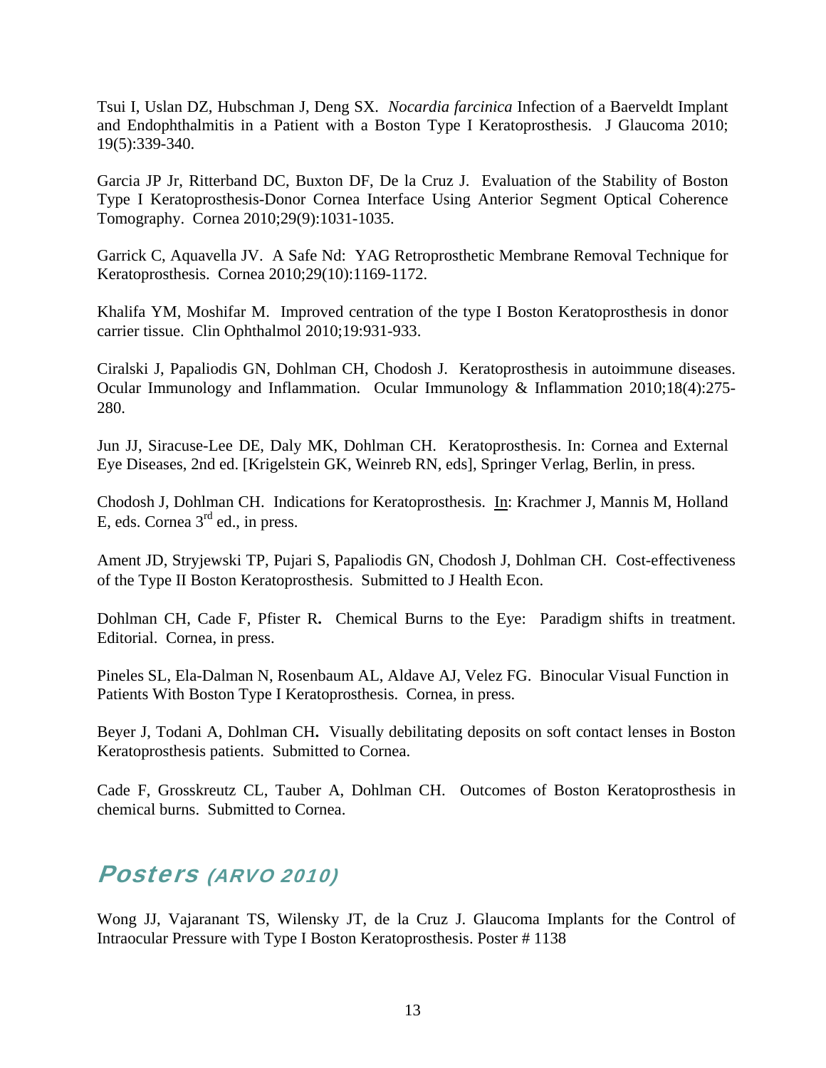Tsui I, Uslan DZ, Hubschman J, Deng SX. *Nocardia farcinica* Infection of a Baerveldt Implant and Endophthalmitis in a Patient with a Boston Type I Keratoprosthesis. J Glaucoma 2010; 19(5):339-340.

Garcia JP Jr, Ritterband DC, Buxton DF, De la Cruz J. Evaluation of the Stability of Boston Type I Keratoprosthesis-Donor Cornea Interface Using Anterior Segment Optical Coherence Tomography. Cornea 2010;29(9):1031-1035.

Garrick C, Aquavella JV. A Safe Nd: YAG Retroprosthetic Membrane Removal Technique for Keratoprosthesis. Cornea 2010;29(10):1169-1172.

Khalifa YM, Moshifar M. Improved centration of the type I Boston Keratoprosthesis in donor carrier tissue. Clin Ophthalmol 2010;19:931-933.

Ciralski J, Papaliodis GN, Dohlman CH, Chodosh J. Keratoprosthesis in autoimmune diseases. Ocular Immunology and Inflammation. Ocular Immunology & Inflammation 2010;18(4):275-280.

Jun JJ, Siracuse-Lee DE, Daly MK, Dohlman CH. Keratoprosthesis. In: Cornea and External Eye Diseases, 2nd ed. [Krigelstein GK, Weinreb RN, eds], Springer Verlag, Berlin, in press.

Chodosh J, Dohlman CH. Indications for Keratoprosthesis. In: Krachmer J, Mannis M, Holland E, eds. Cornea 3rd ed., in press.

Ament JD, Stryjewski TP, Pujari S, Papaliodis GN, Chodosh J, Dohlman CH. Cost-effectiveness of the Type II Boston Keratoprosthesis. Submitted to J Health Econ.

Dohlman CH, Cade F, Pfister R**.** Chemical Burns to the Eye: Paradigm shifts in treatment. Editorial. Cornea, in press.

Pineles SL, Ela-Dalman N, Rosenbaum AL, Aldave AJ, Velez FG. Binocular Visual Function in Patients With Boston Type I Keratoprosthesis. Cornea, in press.

Beyer J, Todani A, Dohlman CH**.** Visually debilitating deposits on soft contact lenses in Boston Keratoprosthesis patients. Submitted to Cornea.

Cade F, Grosskreutz CL, Tauber A, Dohlman CH. Outcomes of Boston Keratoprosthesis in chemical burns. Submitted to Cornea.

## Posters *(ARVO 2010)*

Wong JJ, Vajaranant TS, Wilensky JT, de la Cruz J. Glaucoma Implants for the Control of Intraocular Pressure with Type I Boston Keratoprosthesis. Poster # 1138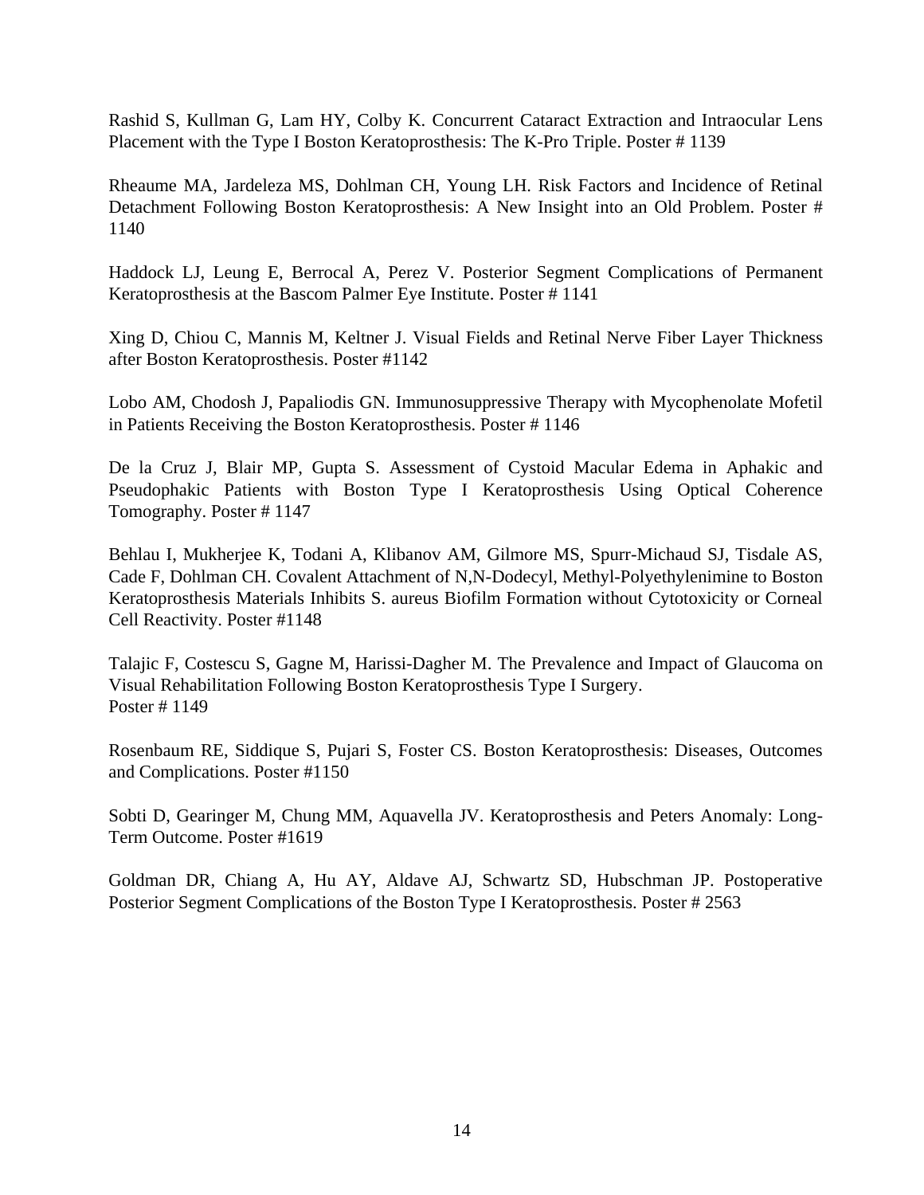Rashid S, Kullman G, Lam HY, Colby K. Concurrent Cataract Extraction and Intraocular Lens Placement with the Type I Boston Keratoprosthesis: The K-Pro Triple. Poster # 1139

Rheaume MA, Jardeleza MS, Dohlman CH, Young LH. Risk Factors and Incidence of Retinal Detachment Following Boston Keratoprosthesis: A New Insight into an Old Problem. Poster # 1140

Haddock LJ, Leung E, Berrocal A, Perez V. Posterior Segment Complications of Permanent Keratoprosthesis at the Bascom Palmer Eye Institute. Poster # 1141

Xing D, Chiou C, Mannis M, Keltner J. Visual Fields and Retinal Nerve Fiber Layer Thickness after Boston Keratoprosthesis. Poster #1142

Lobo AM, Chodosh J, Papaliodis GN. Immunosuppressive Therapy with Mycophenolate Mofetil in Patients Receiving the Boston Keratoprosthesis. Poster # 1146

De la Cruz J, Blair MP, Gupta S. Assessment of Cystoid Macular Edema in Aphakic and Pseudophakic Patients with Boston Type I Keratoprosthesis Using Optical Coherence Tomography. Poster # 1147

Behlau I, Mukherjee K, Todani A, Klibanov AM, Gilmore MS, Spurr-Michaud SJ, Tisdale AS, Cade F, Dohlman CH. Covalent Attachment of N,N-Dodecyl, Methyl-Polyethylenimine to Boston Keratoprosthesis Materials Inhibits S. aureus Biofilm Formation without Cytotoxicity or Corneal Cell Reactivity. Poster #1148

Talajic F, Costescu S, Gagne M, Harissi-Dagher M. The Prevalence and Impact of Glaucoma on Visual Rehabilitation Following Boston Keratoprosthesis Type I Surgery. Poster # 1149

Rosenbaum RE, Siddique S, Pujari S, Foster CS. Boston Keratoprosthesis: Diseases, Outcomes and Complications. Poster #1150

Sobti D, Gearinger M, Chung MM, Aquavella JV. Keratoprosthesis and Peters Anomaly: Long-Term Outcome. Poster #1619

Goldman DR, Chiang A, Hu AY, Aldave AJ, Schwartz SD, Hubschman JP. Postoperative Posterior Segment Complications of the Boston Type I Keratoprosthesis. Poster # 2563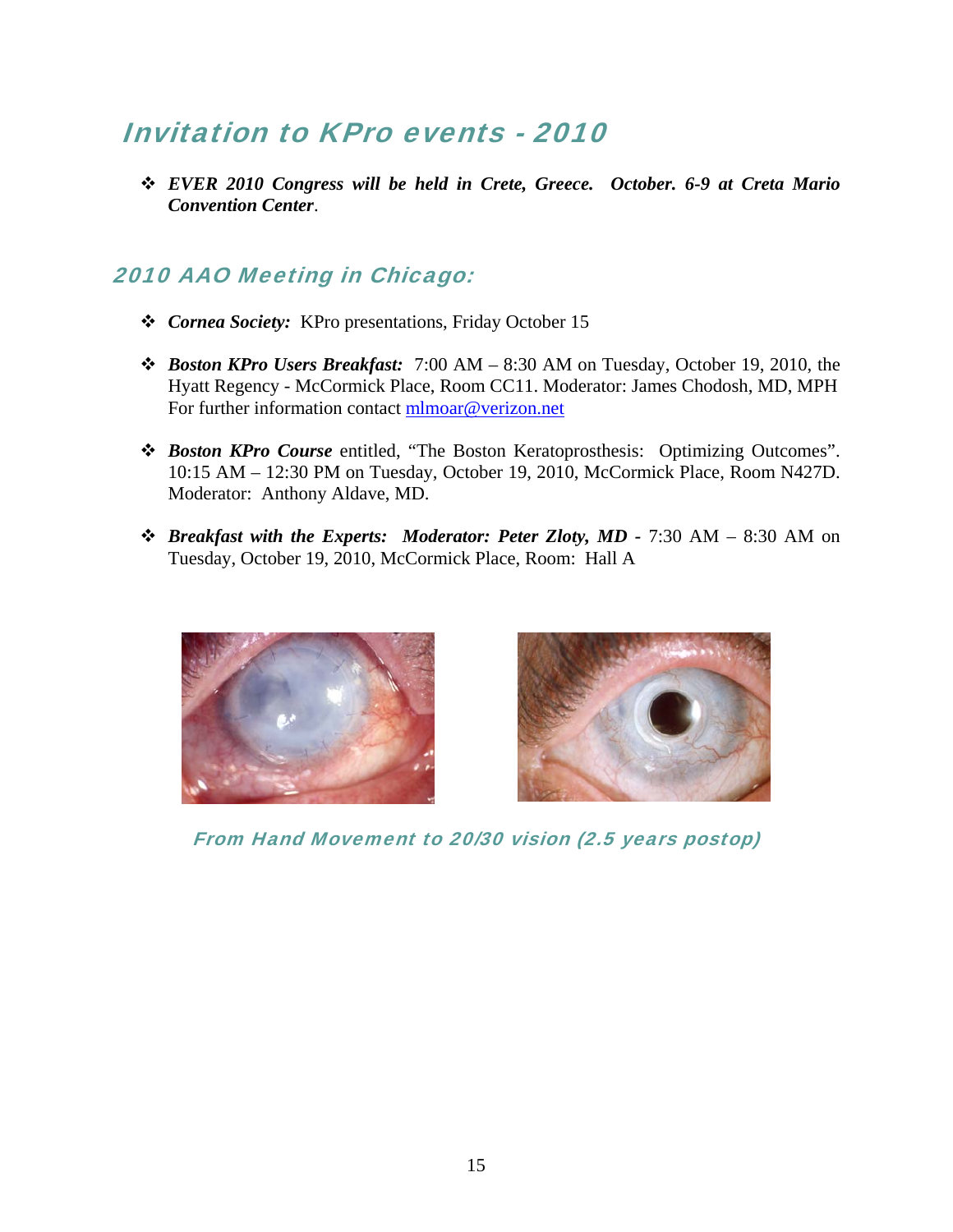# Invitation to KPro events - 2010

- ***EVER 2010 Congress will be held in Crete, Greece. October. 6-9 at Creta Mario Convention Center***.

## 2010 AAO Meeting in Chicago:

- ***Cornea Society:*** KPro presentations, Friday October 15
- ***Boston KPro Users Breakfast:*** 7:00 AM – 8:30 AM on Tuesday, October 19, 2010, the Hyatt Regency - McCormick Place, Room CC11. Moderator: James Chodosh, MD, MPH For further information contact mlmoar@verizon.net
- ***Boston KPro Course*** entitled, "The Boston Keratoprosthesis: Optimizing Outcomes". 10:15 AM – 12:30 PM on Tuesday, October 19, 2010, McCormick Place, Room N427D. Moderator: Anthony Aldave, MD.
- ***Breakfast with the Experts: Moderator: Peter Zloty, MD*** - 7:30 AM – 8:30 AM on Tuesday, October 19, 2010, McCormick Place, Room: Hall A

*From Hand Movement to 20/30 vision (2.5 years postop)*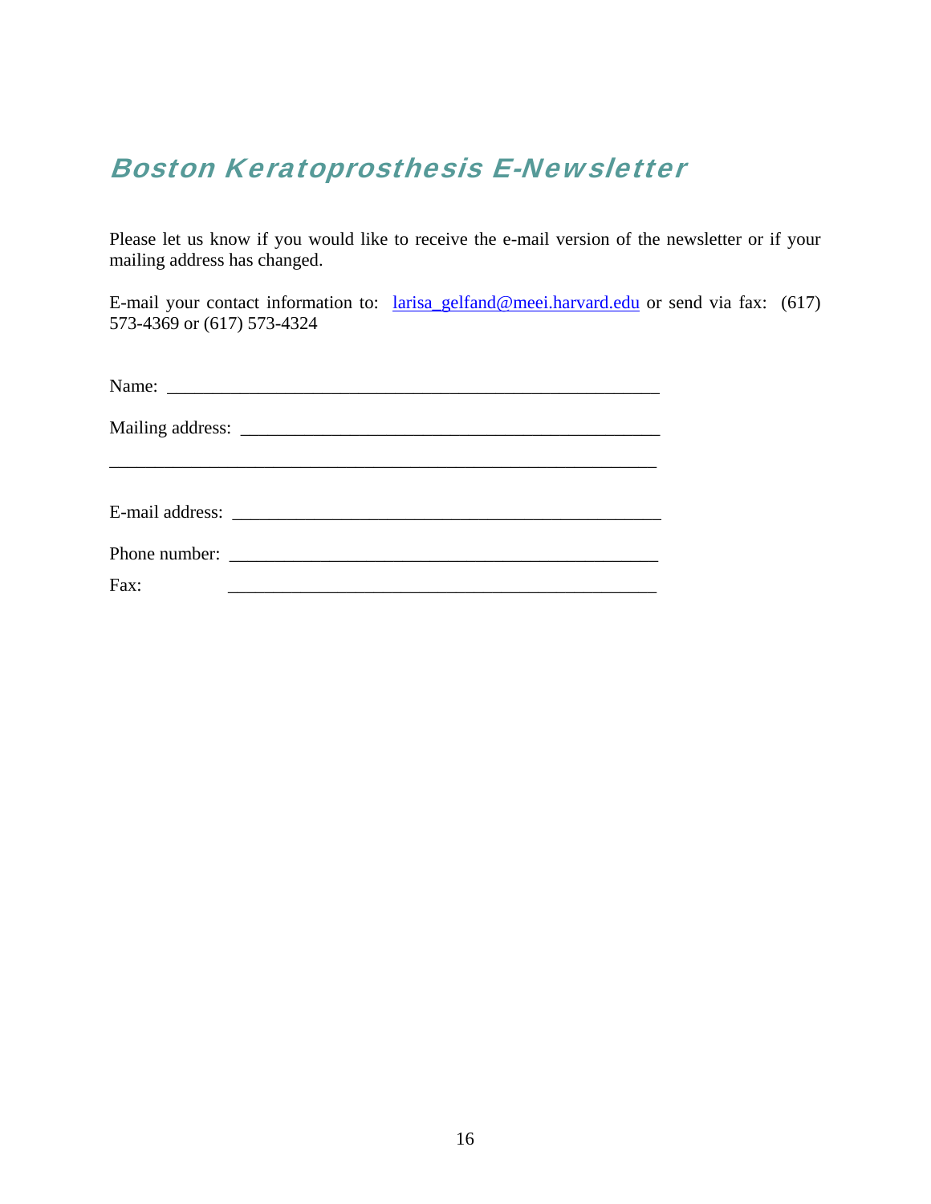## *Boston Keratoprosthesis E-Newsletter*

Please let us know if you would like to receive the e-mail version of the newsletter or if your mailing address has changed.

E-mail your contact information to: larisa_gelfand@meei.harvard.edu or send via fax: (617) 573-4369 or (617) 573-4324

Name: _______________________________________________________

Mailing address: ______________________________________________

______________________________________________________________

E-mail address: _______________________________________________

Phone number: ________________________________________________

Fax: ________________________________________________